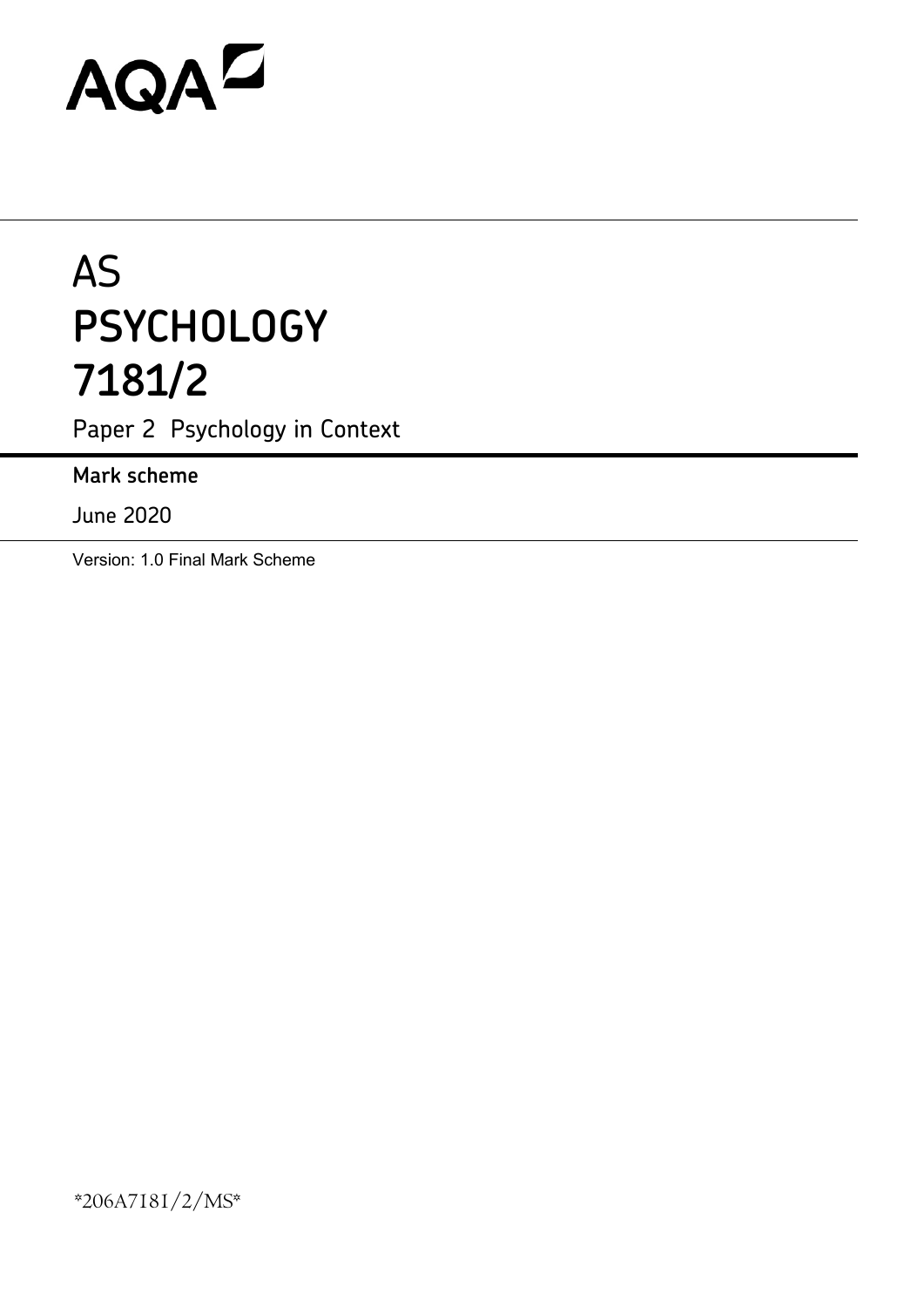AQA

# AS
# PSYCHOLOGY
# 7181/2

Paper 2 Psychology in Context

**Mark scheme**

June 2020

Version: 1.0 Final Mark Scheme

*206A7181/2/MS*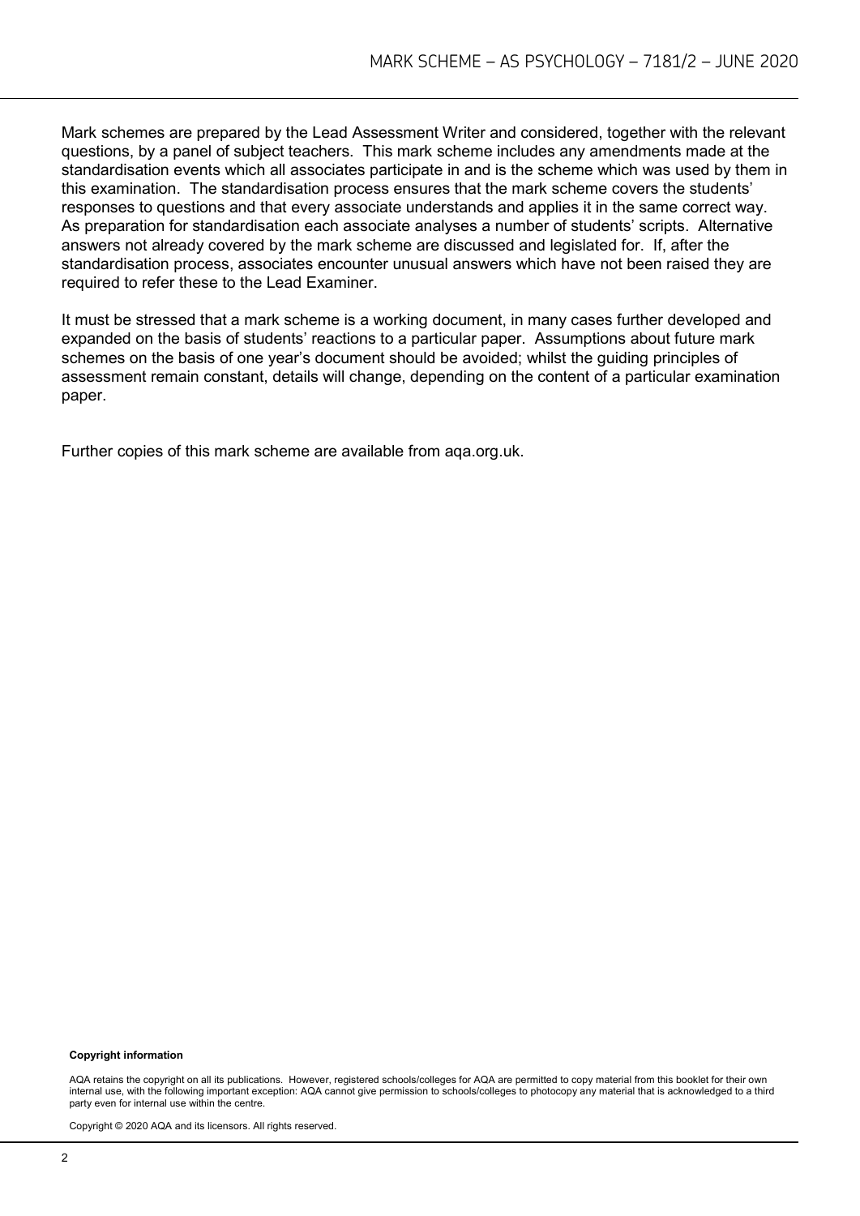Mark schemes are prepared by the Lead Assessment Writer and considered, together with the relevant questions, by a panel of subject teachers. This mark scheme includes any amendments made at the standardisation events which all associates participate in and is the scheme which was used by them in this examination. The standardisation process ensures that the mark scheme covers the students' responses to questions and that every associate understands and applies it in the same correct way. As preparation for standardisation each associate analyses a number of students' scripts. Alternative answers not already covered by the mark scheme are discussed and legislated for. If, after the standardisation process, associates encounter unusual answers which have not been raised they are required to refer these to the Lead Examiner.

It must be stressed that a mark scheme is a working document, in many cases further developed and expanded on the basis of students' reactions to a particular paper. Assumptions about future mark schemes on the basis of one year's document should be avoided; whilst the guiding principles of assessment remain constant, details will change, depending on the content of a particular examination paper.

Further copies of this mark scheme are available from aqa.org.uk.

**Copyright information**

AQA retains the copyright on all its publications. However, registered schools/colleges for AQA are permitted to copy material from this booklet for their own internal use, with the following important exception: AQA cannot give permission to schools/colleges to photocopy any material that is acknowledged to a third party even for internal use within the centre.

Copyright © 2020 AQA and its licensors. All rights reserved.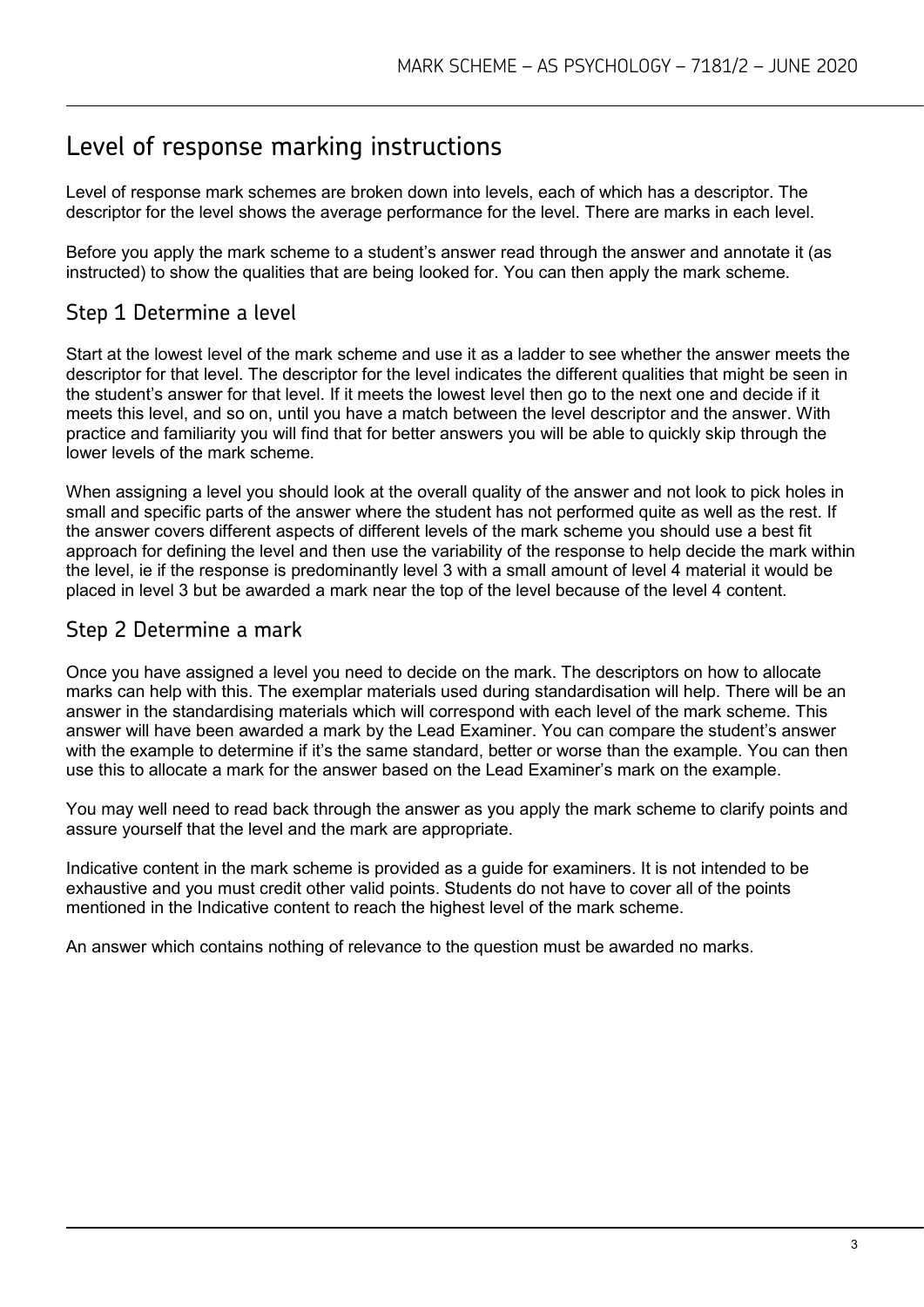# Level of response marking instructions

Level of response mark schemes are broken down into levels, each of which has a descriptor. The descriptor for the level shows the average performance for the level. There are marks in each level.

Before you apply the mark scheme to a student's answer read through the answer and annotate it (as instructed) to show the qualities that are being looked for. You can then apply the mark scheme.

## Step 1 Determine a level

Start at the lowest level of the mark scheme and use it as a ladder to see whether the answer meets the descriptor for that level. The descriptor for the level indicates the different qualities that might be seen in the student's answer for that level. If it meets the lowest level then go to the next one and decide if it meets this level, and so on, until you have a match between the level descriptor and the answer. With practice and familiarity you will find that for better answers you will be able to quickly skip through the lower levels of the mark scheme.

When assigning a level you should look at the overall quality of the answer and not look to pick holes in small and specific parts of the answer where the student has not performed quite as well as the rest. If the answer covers different aspects of different levels of the mark scheme you should use a best fit approach for defining the level and then use the variability of the response to help decide the mark within the level, ie if the response is predominantly level 3 with a small amount of level 4 material it would be placed in level 3 but be awarded a mark near the top of the level because of the level 4 content.

## Step 2 Determine a mark

Once you have assigned a level you need to decide on the mark. The descriptors on how to allocate marks can help with this. The exemplar materials used during standardisation will help. There will be an answer in the standardising materials which will correspond with each level of the mark scheme. This answer will have been awarded a mark by the Lead Examiner. You can compare the student's answer with the example to determine if it's the same standard, better or worse than the example. You can then use this to allocate a mark for the answer based on the Lead Examiner's mark on the example.

You may well need to read back through the answer as you apply the mark scheme to clarify points and assure yourself that the level and the mark are appropriate.

Indicative content in the mark scheme is provided as a guide for examiners. It is not intended to be exhaustive and you must credit other valid points. Students do not have to cover all of the points mentioned in the Indicative content to reach the highest level of the mark scheme.

An answer which contains nothing of relevance to the question must be awarded no marks.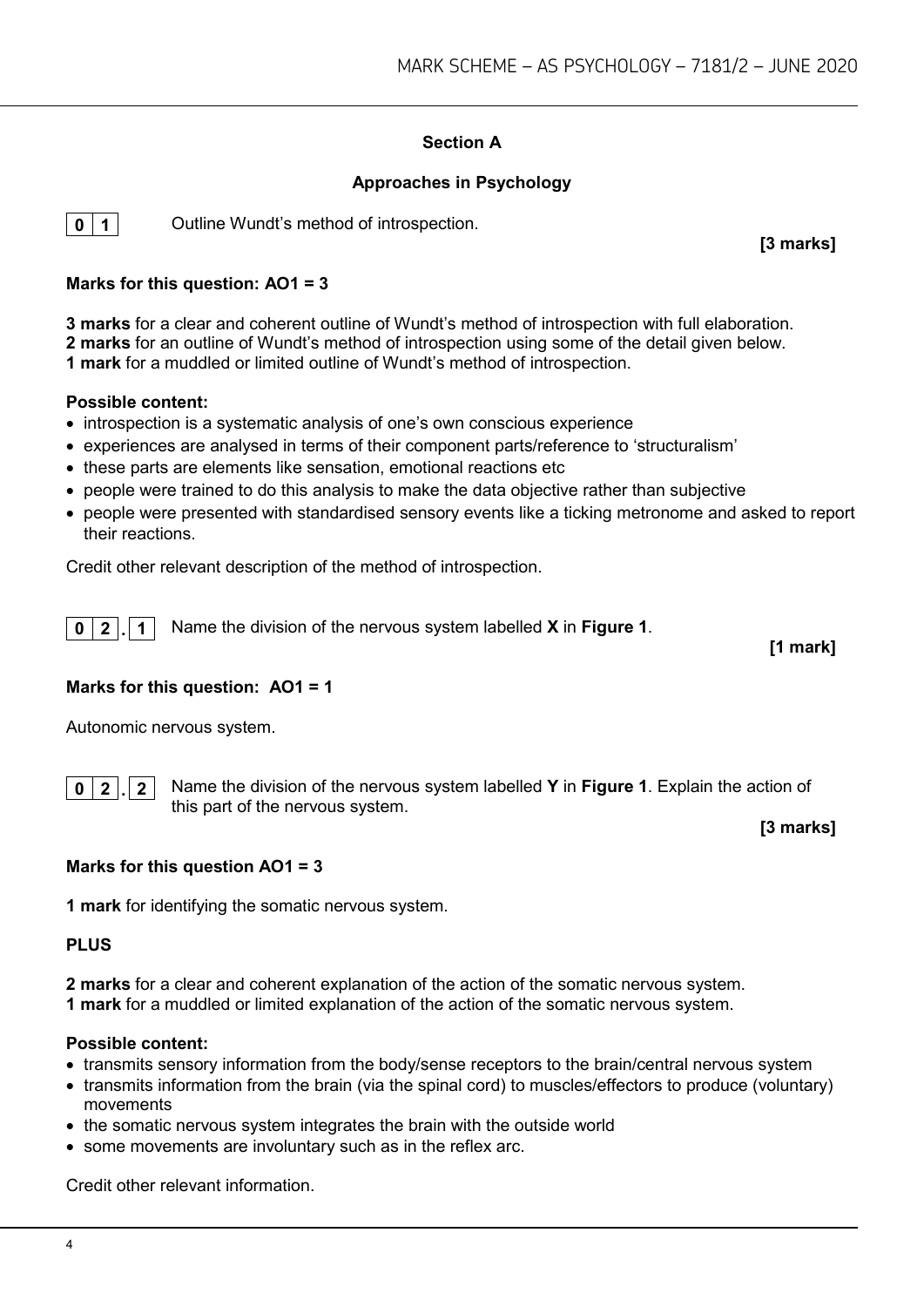## Section A

### Approaches in Psychology

**0 1** Outline Wundt's method of introspection.

**[3 marks]**

**Marks for this question: AO1 = 3**

**3 marks** for a clear and coherent outline of Wundt's method of introspection with full elaboration.
**2 marks** for an outline of Wundt's method of introspection using some of the detail given below.
**1 mark** for a muddled or limited outline of Wundt's method of introspection.

**Possible content:**

- introspection is a systematic analysis of one's own conscious experience
- experiences are analysed in terms of their component parts/reference to 'structuralism'
- these parts are elements like sensation, emotional reactions etc
- people were trained to do this analysis to make the data objective rather than subjective
- people were presented with standardised sensory events like a ticking metronome and asked to report their reactions.

Credit other relevant description of the method of introspection.

**0 2 . 1** Name the division of the nervous system labelled **X** in **Figure 1**.

**[1 mark]**

**Marks for this question: AO1 = 1**

Autonomic nervous system.

**0 2 . 2** Name the division of the nervous system labelled **Y** in **Figure 1**. Explain the action of this part of the nervous system.

**[3 marks]**

**Marks for this question AO1 = 3**

**1 mark** for identifying the somatic nervous system.

**PLUS**

**2 marks** for a clear and coherent explanation of the action of the somatic nervous system.
**1 mark** for a muddled or limited explanation of the action of the somatic nervous system.

**Possible content:**

- transmits sensory information from the body/sense receptors to the brain/central nervous system
- transmits information from the brain (via the spinal cord) to muscles/effectors to produce (voluntary) movements
- the somatic nervous system integrates the brain with the outside world
- some movements are involuntary such as in the reflex arc.

Credit other relevant information.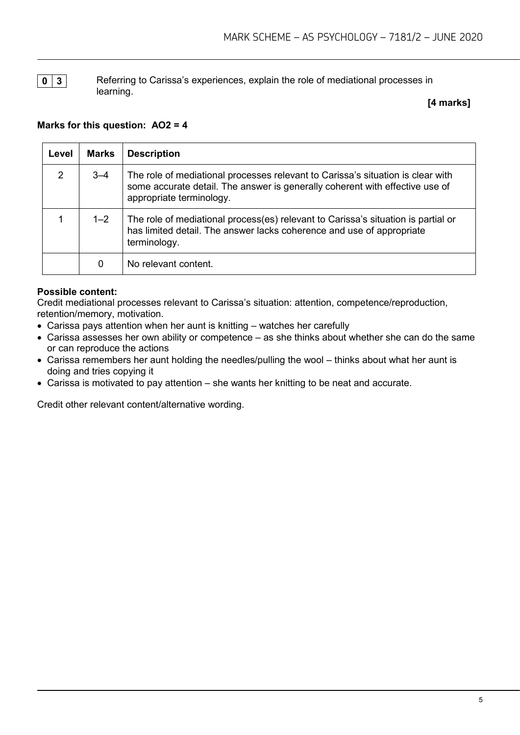**0 3** Referring to Carissa's experiences, explain the role of mediational processes in learning.

**[4 marks]**

**Marks for this question: AO2 = 4**

| Level | Marks | Description |
|---|---|---|
| 2 | 3–4 | The role of mediational processes relevant to Carissa's situation is clear with some accurate detail. The answer is generally coherent with effective use of appropriate terminology. |
| 1 | 1–2 | The role of mediational process(es) relevant to Carissa's situation is partial or has limited detail. The answer lacks coherence and use of appropriate terminology. |
| | 0 | No relevant content. |

**Possible content:**

Credit mediational processes relevant to Carissa's situation: attention, competence/reproduction, retention/memory, motivation.

- Carissa pays attention when her aunt is knitting – watches her carefully
- Carissa assesses her own ability or competence – as she thinks about whether she can do the same or can reproduce the actions
- Carissa remembers her aunt holding the needles/pulling the wool – thinks about what her aunt is doing and tries copying it
- Carissa is motivated to pay attention – she wants her knitting to be neat and accurate.

Credit other relevant content/alternative wording.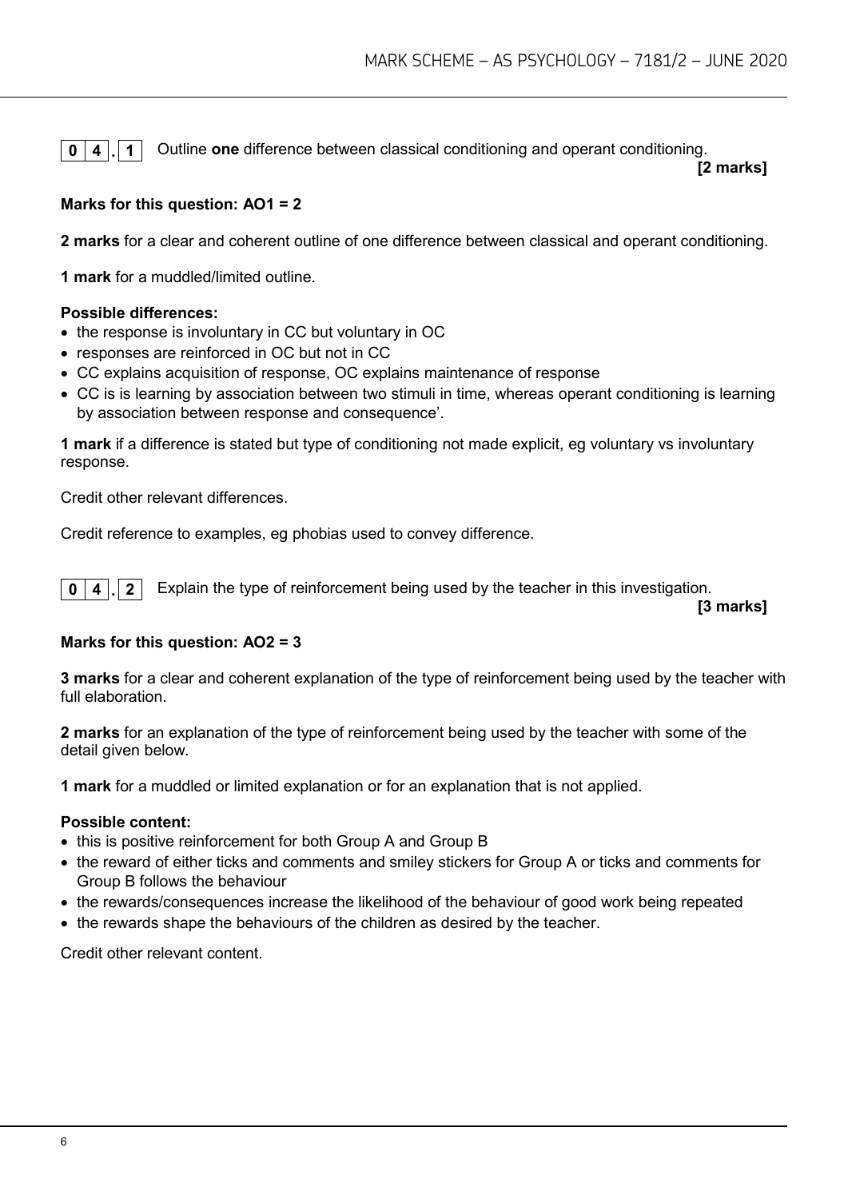**0 4 . 1** Outline **one** difference between classical conditioning and operant conditioning.

**[2 marks]**

**Marks for this question: AO1 = 2**

**2 marks** for a clear and coherent outline of one difference between classical and operant conditioning.

**1 mark** for a muddled/limited outline.

**Possible differences:**

- the response is involuntary in CC but voluntary in OC
- responses are reinforced in OC but not in CC
- CC explains acquisition of response, OC explains maintenance of response
- CC is is learning by association between two stimuli in time, whereas operant conditioning is learning by association between response and consequence'.

**1 mark** if a difference is stated but type of conditioning not made explicit, eg voluntary vs involuntary response.

Credit other relevant differences.

Credit reference to examples, eg phobias used to convey difference.

**0 4 . 2** Explain the type of reinforcement being used by the teacher in this investigation.

**[3 marks]**

**Marks for this question: AO2 = 3**

**3 marks** for a clear and coherent explanation of the type of reinforcement being used by the teacher with full elaboration.

**2 marks** for an explanation of the type of reinforcement being used by the teacher with some of the detail given below.

**1 mark** for a muddled or limited explanation or for an explanation that is not applied.

**Possible content:**

- this is positive reinforcement for both Group A and Group B
- the reward of either ticks and comments and smiley stickers for Group A or ticks and comments for Group B follows the behaviour
- the rewards/consequences increase the likelihood of the behaviour of good work being repeated
- the rewards shape the behaviours of the children as desired by the teacher.

Credit other relevant content.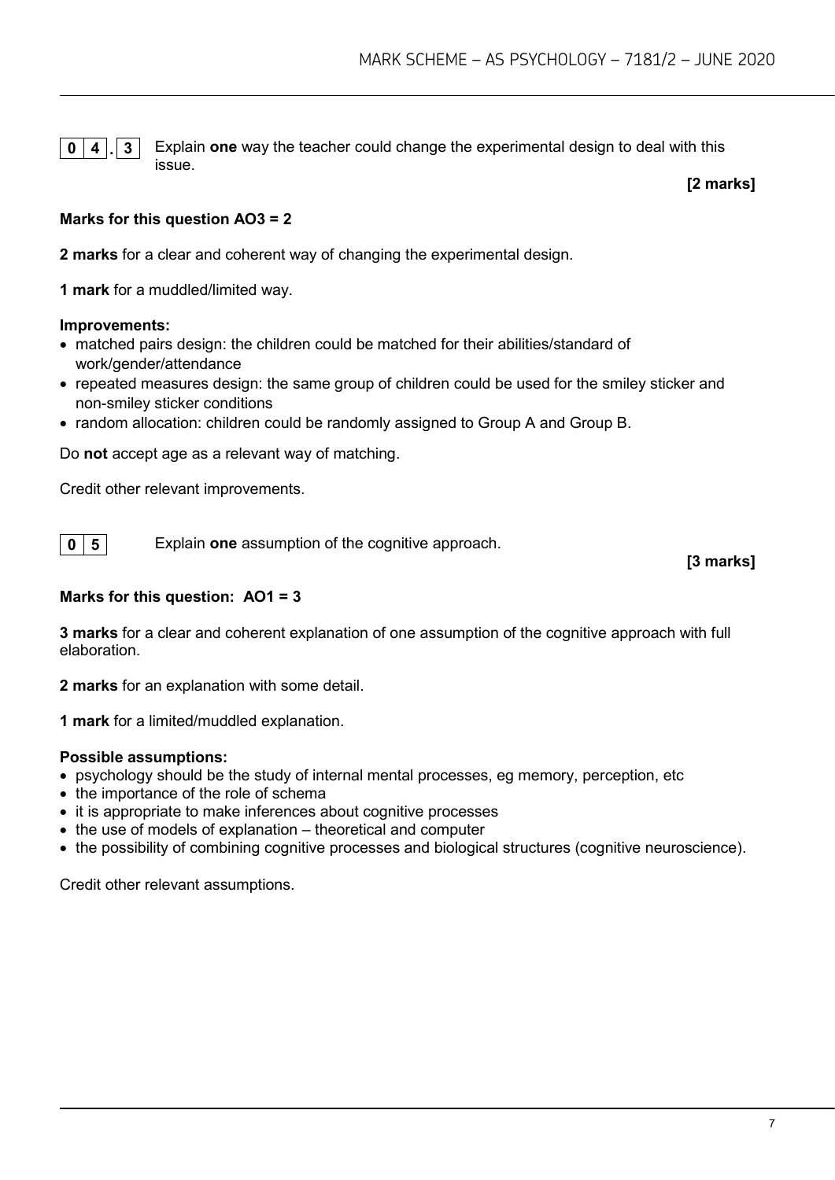**0 4 . 3** Explain **one** way the teacher could change the experimental design to deal with this issue.

**[2 marks]**

**Marks for this question AO3 = 2**

**2 marks** for a clear and coherent way of changing the experimental design.

**1 mark** for a muddled/limited way.

**Improvements:**

- matched pairs design: the children could be matched for their abilities/standard of work/gender/attendance
- repeated measures design: the same group of children could be used for the smiley sticker and non-smiley sticker conditions
- random allocation: children could be randomly assigned to Group A and Group B.

Do **not** accept age as a relevant way of matching.

Credit other relevant improvements.

**0 5** Explain **one** assumption of the cognitive approach.

**[3 marks]**

**Marks for this question: AO1 = 3**

**3 marks** for a clear and coherent explanation of one assumption of the cognitive approach with full elaboration.

**2 marks** for an explanation with some detail.

**1 mark** for a limited/muddled explanation.

**Possible assumptions:**

- psychology should be the study of internal mental processes, eg memory, perception, etc
- the importance of the role of schema
- it is appropriate to make inferences about cognitive processes
- the use of models of explanation – theoretical and computer
- the possibility of combining cognitive processes and biological structures (cognitive neuroscience).

Credit other relevant assumptions.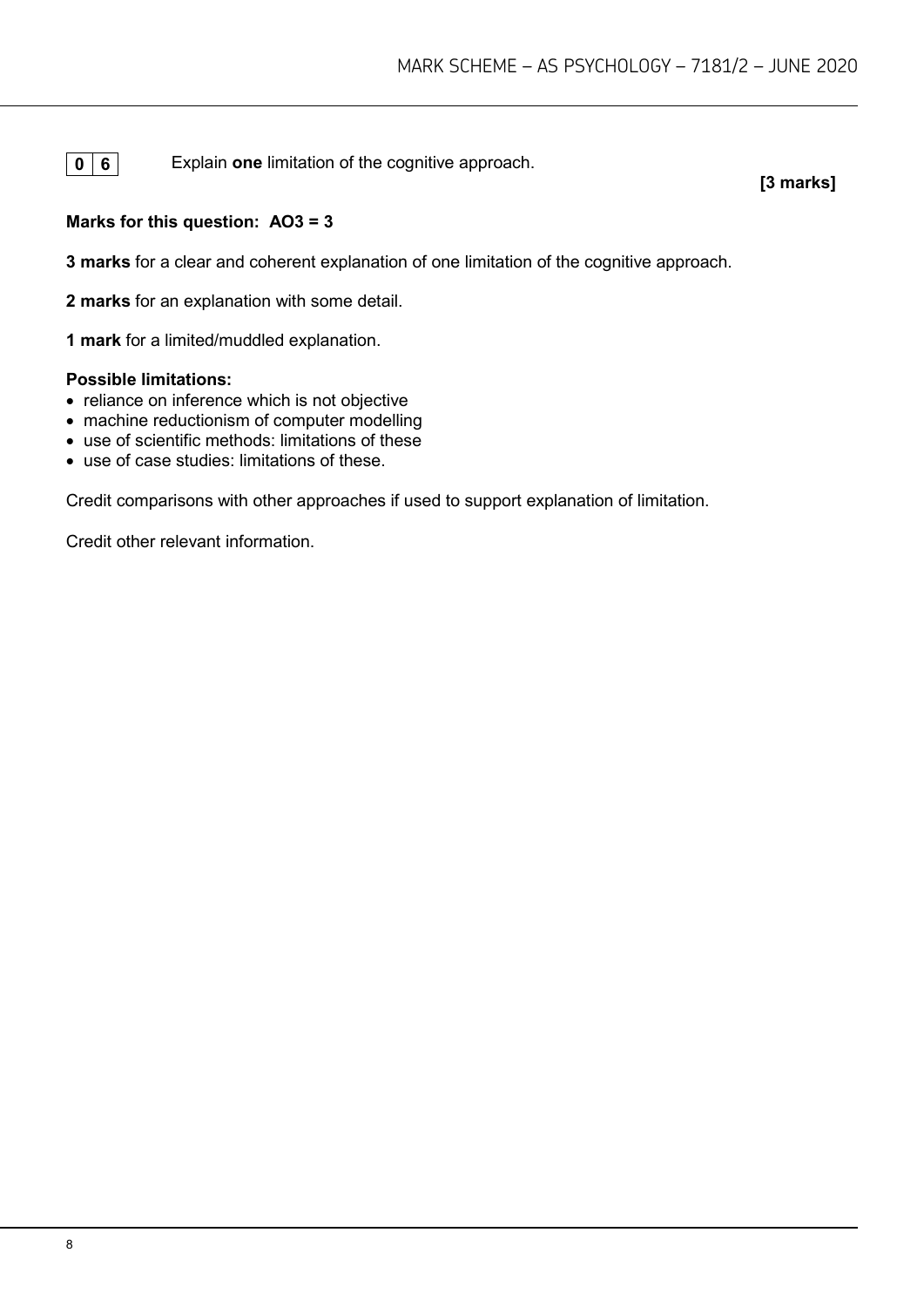**0 6** Explain **one** limitation of the cognitive approach.

**[3 marks]**

**Marks for this question: AO3 = 3**

**3 marks** for a clear and coherent explanation of one limitation of the cognitive approach.

**2 marks** for an explanation with some detail.

**1 mark** for a limited/muddled explanation.

**Possible limitations:**

- reliance on inference which is not objective
- machine reductionism of computer modelling
- use of scientific methods: limitations of these
- use of case studies: limitations of these.

Credit comparisons with other approaches if used to support explanation of limitation.

Credit other relevant information.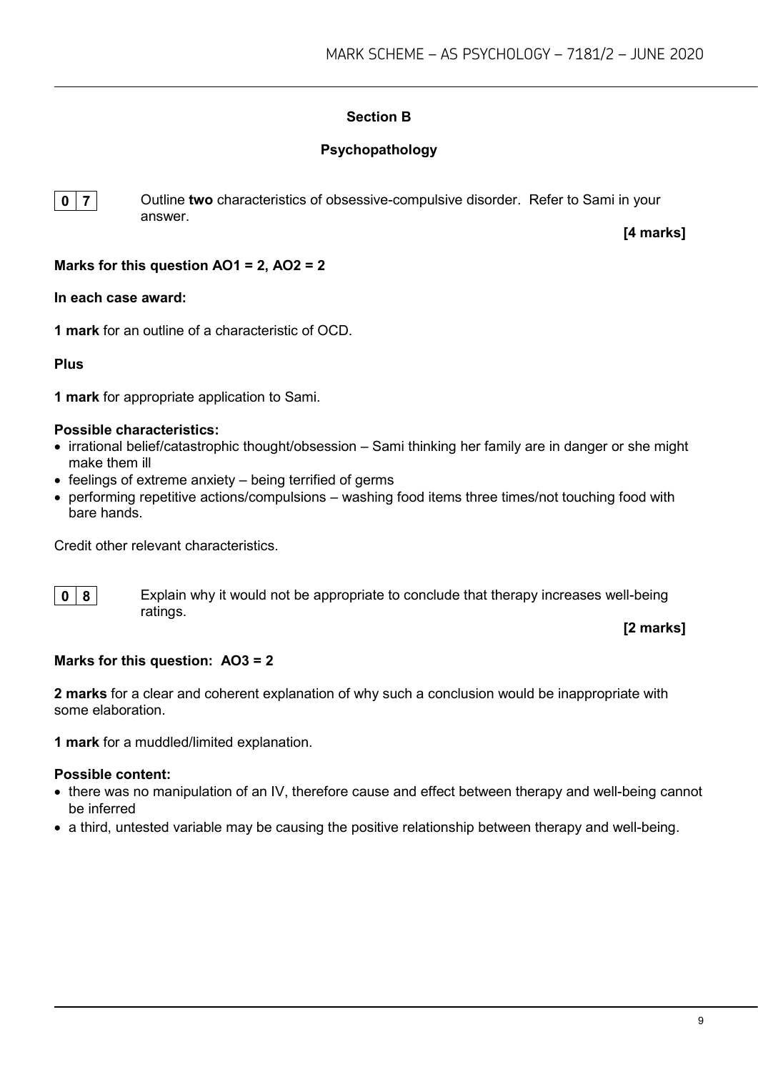## Section B

## Psychopathology

**0 7** Outline **two** characteristics of obsessive-compulsive disorder. Refer to Sami in your answer.

**[4 marks]**

**Marks for this question AO1 = 2, AO2 = 2**

**In each case award:**

**1 mark** for an outline of a characteristic of OCD.

**Plus**

**1 mark** for appropriate application to Sami.

**Possible characteristics:**

- irrational belief/catastrophic thought/obsession – Sami thinking her family are in danger or she might make them ill
- feelings of extreme anxiety – being terrified of germs
- performing repetitive actions/compulsions – washing food items three times/not touching food with bare hands.

Credit other relevant characteristics.

**0 8** Explain why it would not be appropriate to conclude that therapy increases well-being ratings.

**[2 marks]**

**Marks for this question: AO3 = 2**

**2 marks** for a clear and coherent explanation of why such a conclusion would be inappropriate with some elaboration.

**1 mark** for a muddled/limited explanation.

**Possible content:**

- there was no manipulation of an IV, therefore cause and effect between therapy and well-being cannot be inferred
- a third, untested variable may be causing the positive relationship between therapy and well-being.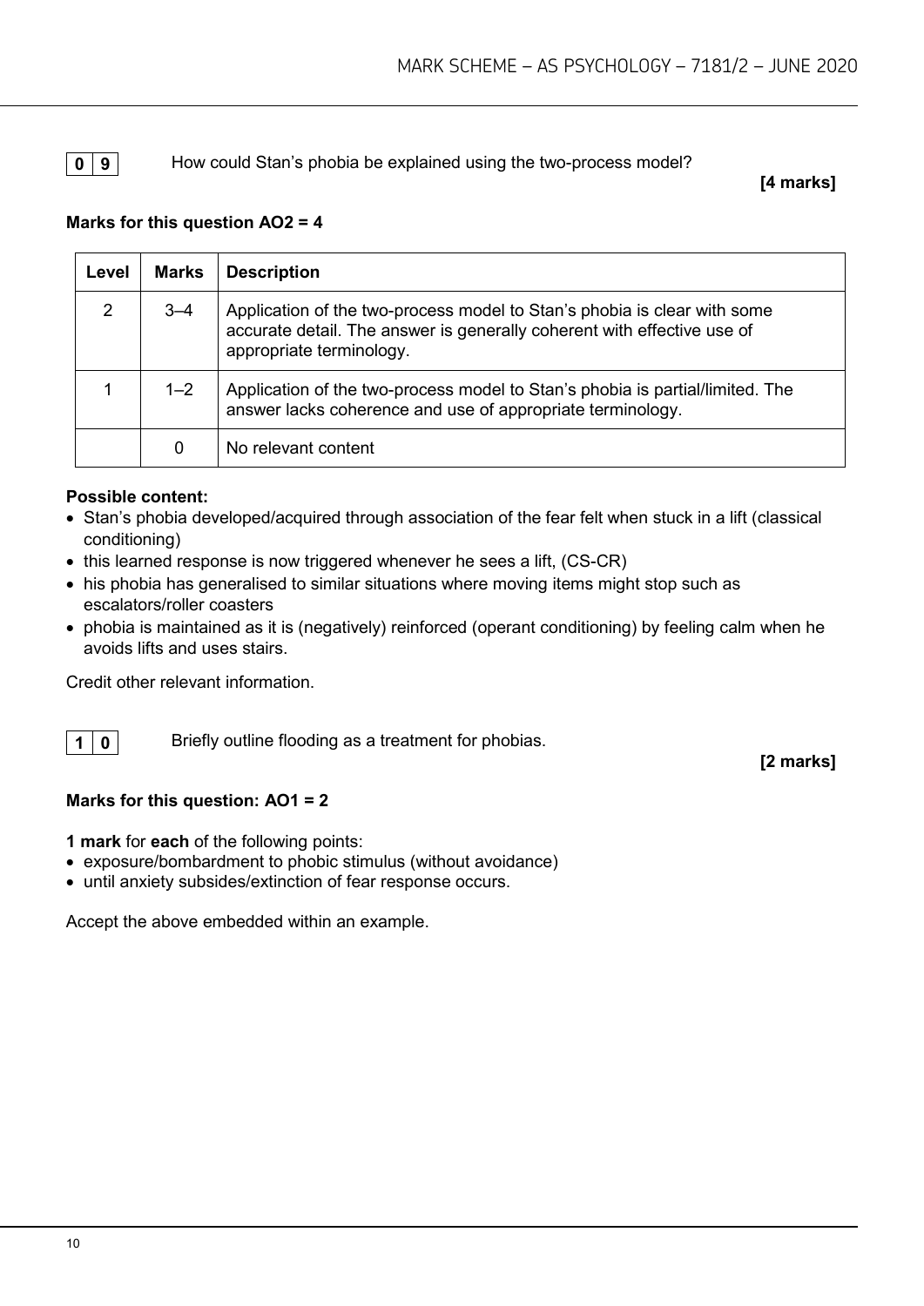**0 9** How could Stan's phobia be explained using the two-process model?

**[4 marks]**

**Marks for this question AO2 = 4**

| Level | Marks | Description |
|---|---|---|
| 2 | 3–4 | Application of the two-process model to Stan's phobia is clear with some accurate detail. The answer is generally coherent with effective use of appropriate terminology. |
| 1 | 1–2 | Application of the two-process model to Stan's phobia is partial/limited. The answer lacks coherence and use of appropriate terminology. |
| | 0 | No relevant content |

**Possible content:**

- Stan's phobia developed/acquired through association of the fear felt when stuck in a lift (classical conditioning)
- this learned response is now triggered whenever he sees a lift, (CS-CR)
- his phobia has generalised to similar situations where moving items might stop such as escalators/roller coasters
- phobia is maintained as it is (negatively) reinforced (operant conditioning) by feeling calm when he avoids lifts and uses stairs.

Credit other relevant information.

**1 0** Briefly outline flooding as a treatment for phobias.

**[2 marks]**

**Marks for this question: AO1 = 2**

**1 mark** for **each** of the following points:

- exposure/bombardment to phobic stimulus (without avoidance)
- until anxiety subsides/extinction of fear response occurs.

Accept the above embedded within an example.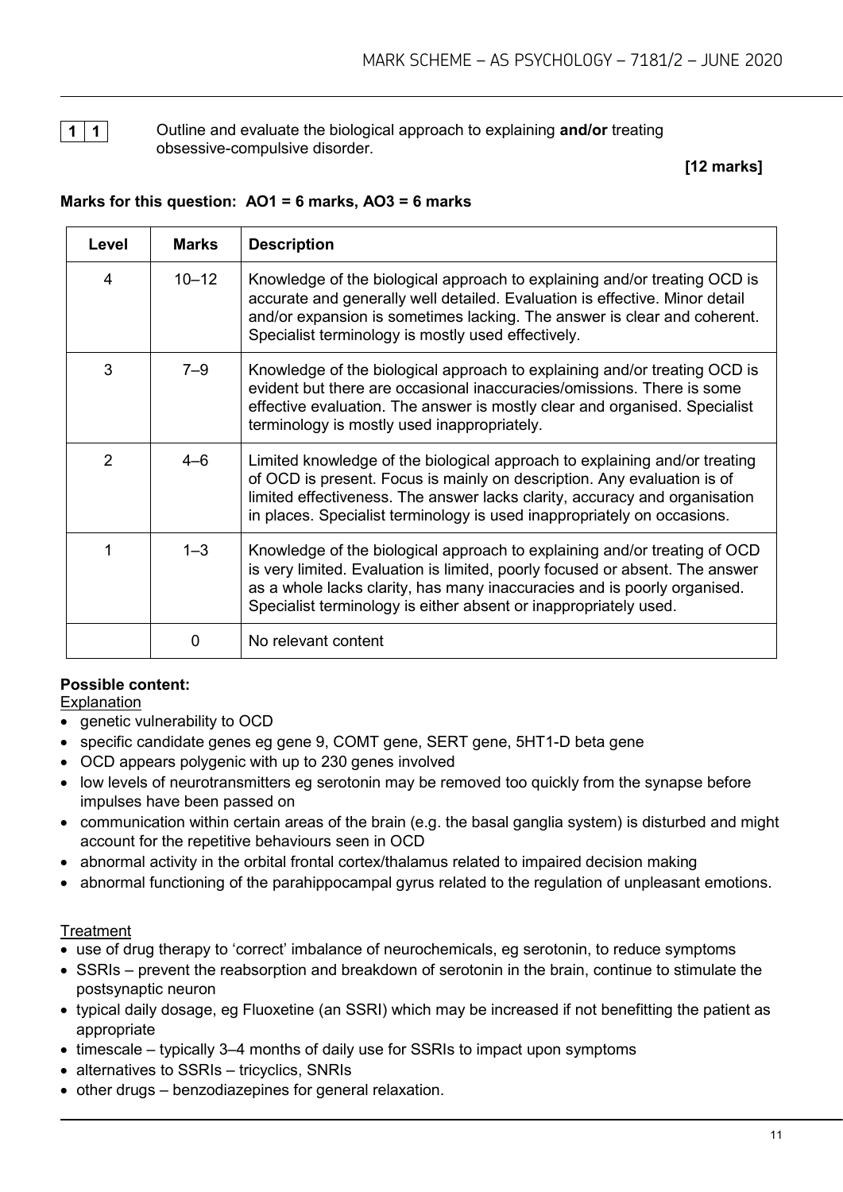**1 1** Outline and evaluate the biological approach to explaining **and/or** treating obsessive-compulsive disorder.

**[12 marks]**

**Marks for this question: AO1 = 6 marks, AO3 = 6 marks**

| Level | Marks | Description |
|---|---|---|
| 4 | 10–12 | Knowledge of the biological approach to explaining and/or treating OCD is accurate and generally well detailed. Evaluation is effective. Minor detail and/or expansion is sometimes lacking. The answer is clear and coherent. Specialist terminology is mostly used effectively. |
| 3 | 7–9 | Knowledge of the biological approach to explaining and/or treating OCD is evident but there are occasional inaccuracies/omissions. There is some effective evaluation. The answer is mostly clear and organised. Specialist terminology is mostly used inappropriately. |
| 2 | 4–6 | Limited knowledge of the biological approach to explaining and/or treating of OCD is present. Focus is mainly on description. Any evaluation is of limited effectiveness. The answer lacks clarity, accuracy and organisation in places. Specialist terminology is used inappropriately on occasions. |
| 1 | 1–3 | Knowledge of the biological approach to explaining and/or treating of OCD is very limited. Evaluation is limited, poorly focused or absent. The answer as a whole lacks clarity, has many inaccuracies and is poorly organised. Specialist terminology is either absent or inappropriately used. |
| | 0 | No relevant content |

**Possible content:**

Explanation

- genetic vulnerability to OCD
- specific candidate genes eg gene 9, COMT gene, SERT gene, 5HT1-D beta gene
- OCD appears polygenic with up to 230 genes involved
- low levels of neurotransmitters eg serotonin may be removed too quickly from the synapse before impulses have been passed on
- communication within certain areas of the brain (e.g. the basal ganglia system) is disturbed and might account for the repetitive behaviours seen in OCD
- abnormal activity in the orbital frontal cortex/thalamus related to impaired decision making
- abnormal functioning of the parahippocampal gyrus related to the regulation of unpleasant emotions.

Treatment

- use of drug therapy to 'correct' imbalance of neurochemicals, eg serotonin, to reduce symptoms
- SSRIs – prevent the reabsorption and breakdown of serotonin in the brain, continue to stimulate the postsynaptic neuron
- typical daily dosage, eg Fluoxetine (an SSRI) which may be increased if not benefitting the patient as appropriate
- timescale – typically 3–4 months of daily use for SSRIs to impact upon symptoms
- alternatives to SSRIs – tricyclics, SNRIs
- other drugs – benzodiazepines for general relaxation.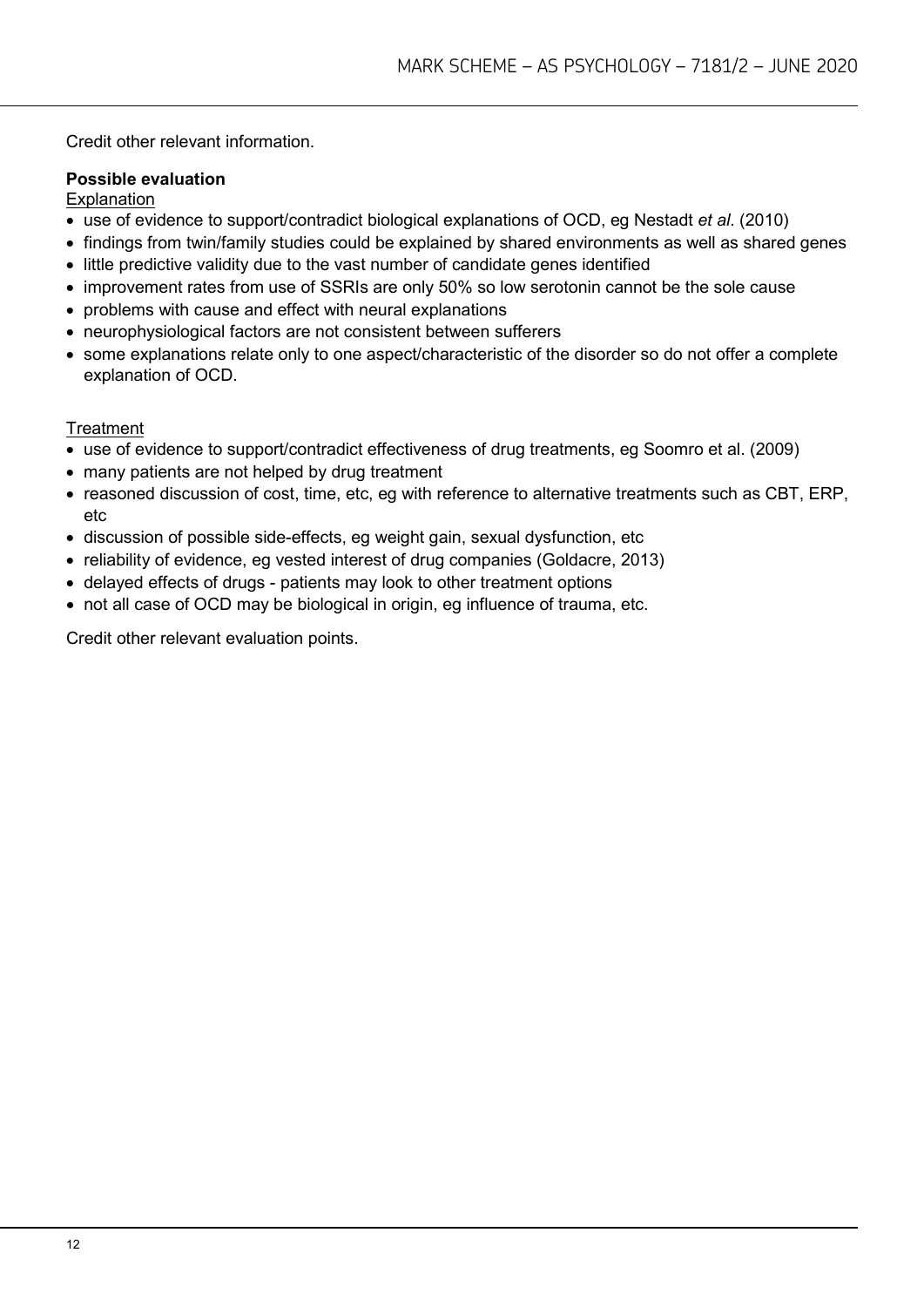Credit other relevant information.

**Possible evaluation**

<u>Explanation</u>

- use of evidence to support/contradict biological explanations of OCD, eg Nestadt *et al*. (2010)
- findings from twin/family studies could be explained by shared environments as well as shared genes
- little predictive validity due to the vast number of candidate genes identified
- improvement rates from use of SSRIs are only 50% so low serotonin cannot be the sole cause
- problems with cause and effect with neural explanations
- neurophysiological factors are not consistent between sufferers
- some explanations relate only to one aspect/characteristic of the disorder so do not offer a complete explanation of OCD.

<u>Treatment</u>

- use of evidence to support/contradict effectiveness of drug treatments, eg Soomro et al. (2009)
- many patients are not helped by drug treatment
- reasoned discussion of cost, time, etc, eg with reference to alternative treatments such as CBT, ERP, etc
- discussion of possible side-effects, eg weight gain, sexual dysfunction, etc
- reliability of evidence, eg vested interest of drug companies (Goldacre, 2013)
- delayed effects of drugs - patients may look to other treatment options
- not all case of OCD may be biological in origin, eg influence of trauma, etc.

Credit other relevant evaluation points.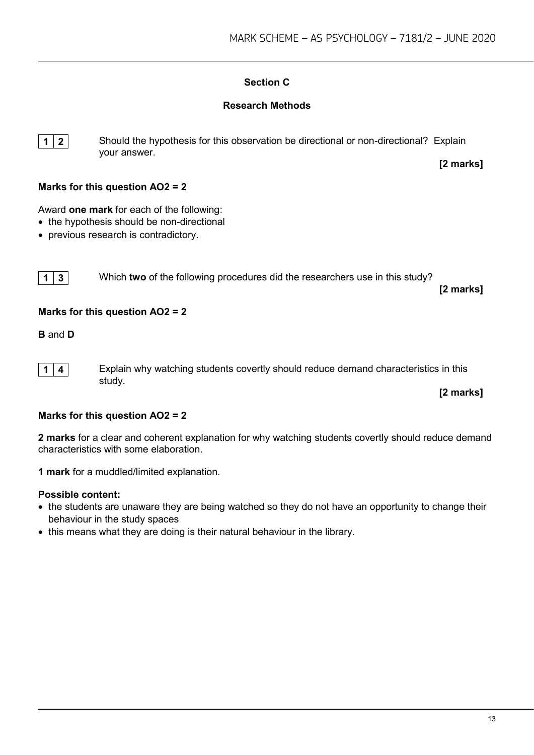## Section C

## Research Methods

**1 2** Should the hypothesis for this observation be directional or non-directional? Explain your answer.

**[2 marks]**

**Marks for this question AO2 = 2**

Award **one mark** for each of the following:

- the hypothesis should be non-directional
- previous research is contradictory.

**1 3** Which **two** of the following procedures did the researchers use in this study?

**[2 marks]**

**Marks for this question AO2 = 2**

**B** and **D**

**1 4** Explain why watching students covertly should reduce demand characteristics in this study.

**[2 marks]**

**Marks for this question AO2 = 2**

**2 marks** for a clear and coherent explanation for why watching students covertly should reduce demand characteristics with some elaboration.

**1 mark** for a muddled/limited explanation.

**Possible content:**

- the students are unaware they are being watched so they do not have an opportunity to change their behaviour in the study spaces
- this means what they are doing is their natural behaviour in the library.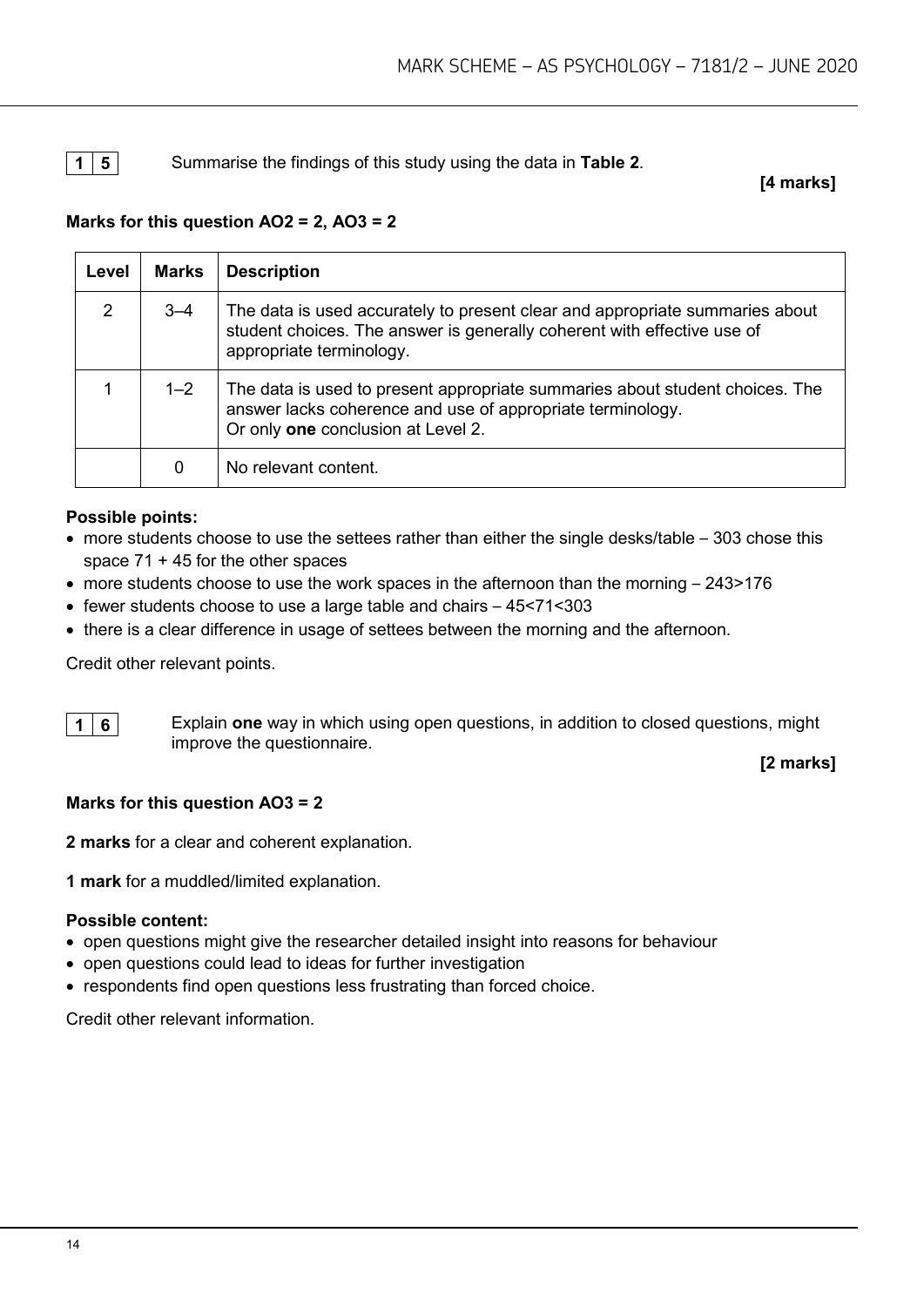**15** Summarise the findings of this study using the data in **Table 2**.

**[4 marks]**

**Marks for this question AO2 = 2, AO3 = 2**

| Level | Marks | Description |
|---|---|---|
| 2 | 3–4 | The data is used accurately to present clear and appropriate summaries about student choices. The answer is generally coherent with effective use of appropriate terminology. |
| 1 | 1–2 | The data is used to present appropriate summaries about student choices. The answer lacks coherence and use of appropriate terminology. Or only **one** conclusion at Level 2. |
| | 0 | No relevant content. |

**Possible points:**

- more students choose to use the settees rather than either the single desks/table – 303 chose this space 71 + 45 for the other spaces
- more students choose to use the work spaces in the afternoon than the morning – 243>176
- fewer students choose to use a large table and chairs – 45<71<303
- there is a clear difference in usage of settees between the morning and the afternoon.

Credit other relevant points.

**16** Explain **one** way in which using open questions, in addition to closed questions, might improve the questionnaire.

**[2 marks]**

**Marks for this question AO3 = 2**

**2 marks** for a clear and coherent explanation.

**1 mark** for a muddled/limited explanation.

**Possible content:**

- open questions might give the researcher detailed insight into reasons for behaviour
- open questions could lead to ideas for further investigation
- respondents find open questions less frustrating than forced choice.

Credit other relevant information.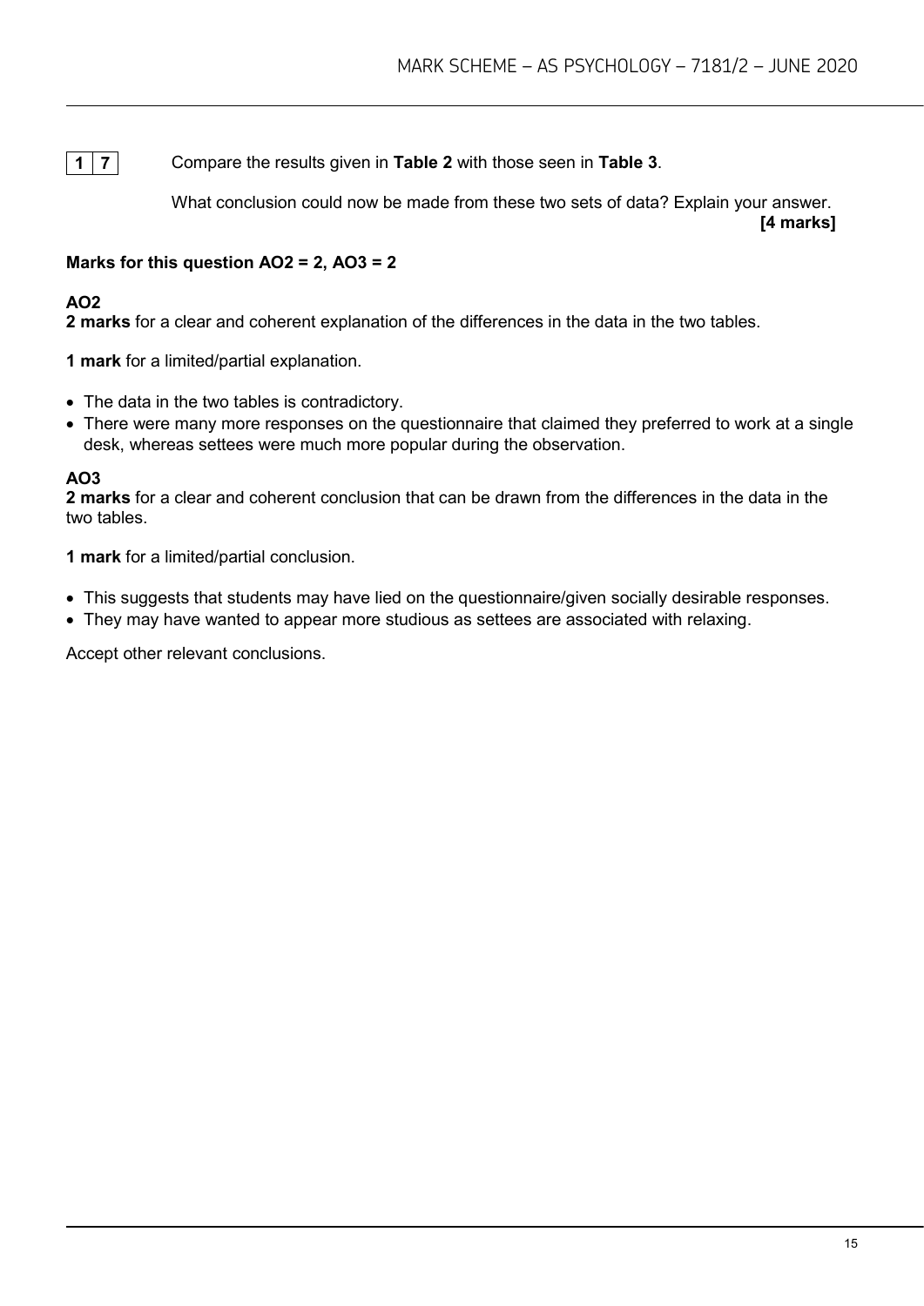**1 7** Compare the results given in **Table 2** with those seen in **Table 3**.

What conclusion could now be made from these two sets of data? Explain your answer. **[4 marks]**

**Marks for this question AO2 = 2, AO3 = 2**

**AO2**

**2 marks** for a clear and coherent explanation of the differences in the data in the two tables.

**1 mark** for a limited/partial explanation.

- The data in the two tables is contradictory.
- There were many more responses on the questionnaire that claimed they preferred to work at a single desk, whereas settees were much more popular during the observation.

**AO3**

**2 marks** for a clear and coherent conclusion that can be drawn from the differences in the data in the two tables.

**1 mark** for a limited/partial conclusion.

- This suggests that students may have lied on the questionnaire/given socially desirable responses.
- They may have wanted to appear more studious as settees are associated with relaxing.

Accept other relevant conclusions.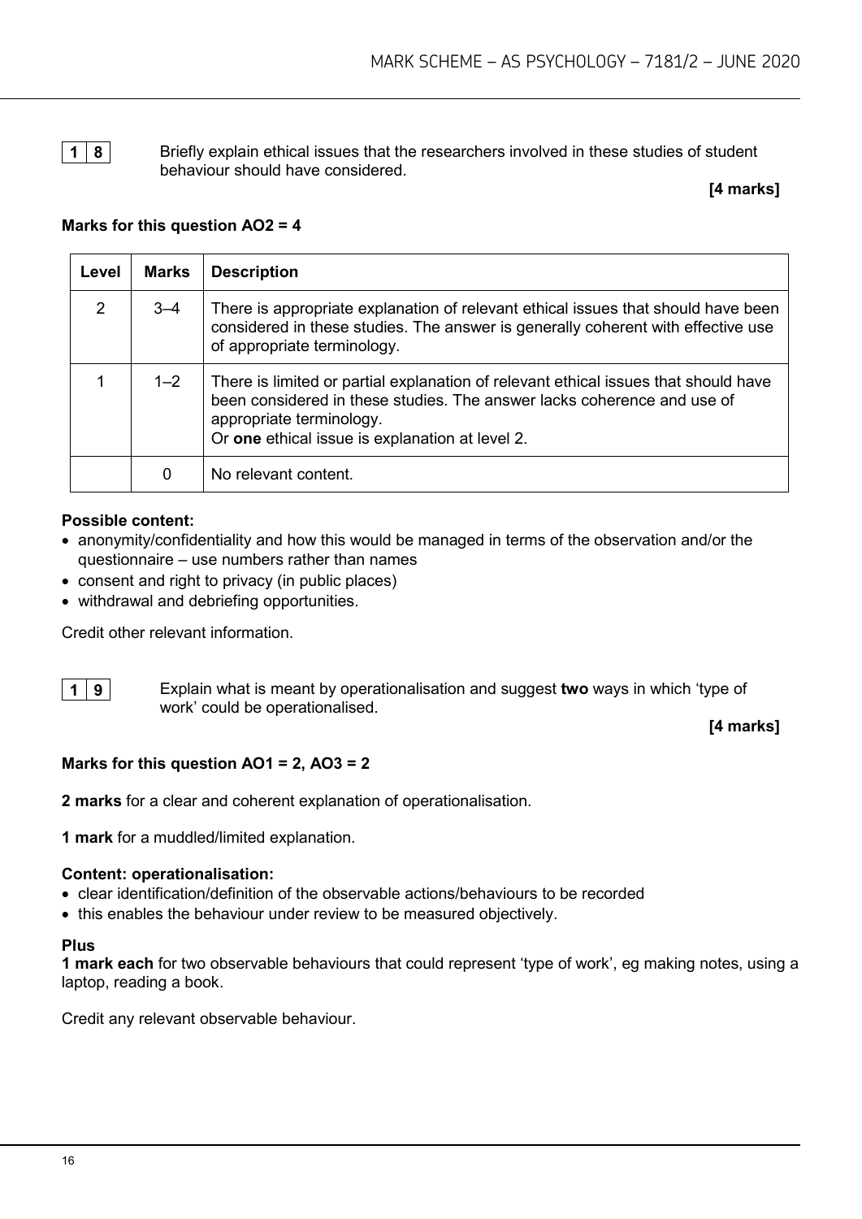**1 8** Briefly explain ethical issues that the researchers involved in these studies of student behaviour should have considered.

**[4 marks]**

**Marks for this question AO2 = 4**

| Level | Marks | Description |
|---|---|---|
| 2 | 3–4 | There is appropriate explanation of relevant ethical issues that should have been considered in these studies. The answer is generally coherent with effective use of appropriate terminology. |
| 1 | 1–2 | There is limited or partial explanation of relevant ethical issues that should have been considered in these studies. The answer lacks coherence and use of appropriate terminology.<br>Or **one** ethical issue is explanation at level 2. |
| | 0 | No relevant content. |

**Possible content:**

- anonymity/confidentiality and how this would be managed in terms of the observation and/or the questionnaire – use numbers rather than names
- consent and right to privacy (in public places)
- withdrawal and debriefing opportunities.

Credit other relevant information.

**1 9** Explain what is meant by operationalisation and suggest **two** ways in which 'type of work' could be operationalised.

**[4 marks]**

**Marks for this question AO1 = 2, AO3 = 2**

**2 marks** for a clear and coherent explanation of operationalisation.

**1 mark** for a muddled/limited explanation.

**Content: operationalisation:**

- clear identification/definition of the observable actions/behaviours to be recorded
- this enables the behaviour under review to be measured objectively.

**Plus**

**1 mark each** for two observable behaviours that could represent 'type of work', eg making notes, using a laptop, reading a book.

Credit any relevant observable behaviour.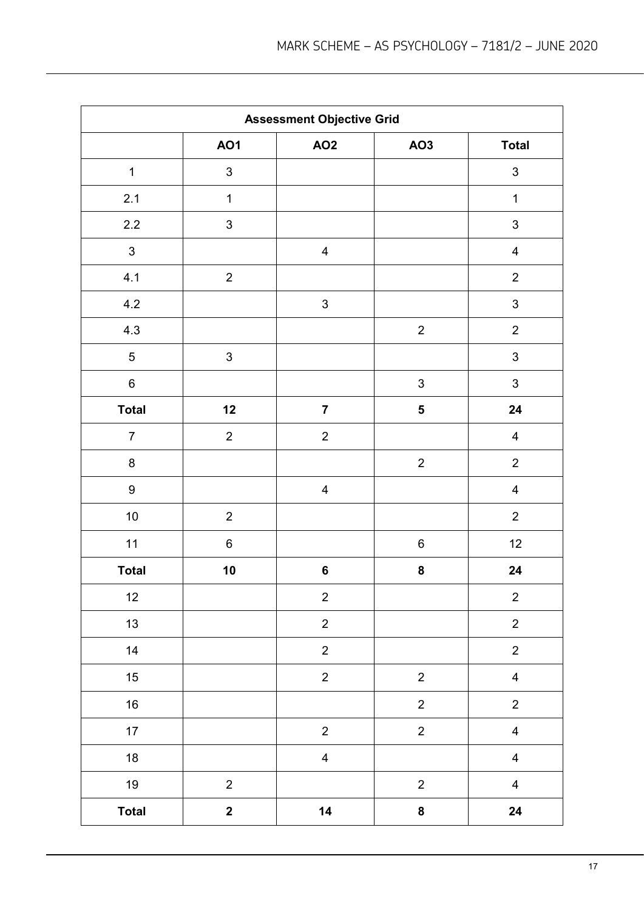| Assessment Objective Grid | | | | |
|---|---|---|---|---|
| | **AO1** | **AO2** | **AO3** | **Total** |
| 1 | 3 | | | 3 |
| 2.1 | 1 | | | 1 |
| 2.2 | 3 | | | 3 |
| 3 | | 4 | | 4 |
| 4.1 | 2 | | | 2 |
| 4.2 | | 3 | | 3 |
| 4.3 | | | 2 | 2 |
| 5 | 3 | | | 3 |
| 6 | | | 3 | 3 |
| **Total** | **12** | **7** | **5** | **24** |
| 7 | 2 | 2 | | 4 |
| 8 | | | 2 | 2 |
| 9 | | 4 | | 4 |
| 10 | 2 | | | 2 |
| 11 | 6 | | 6 | 12 |
| **Total** | **10** | **6** | **8** | **24** |
| 12 | | 2 | | 2 |
| 13 | | 2 | | 2 |
| 14 | | 2 | | 2 |
| 15 | | 2 | 2 | 4 |
| 16 | | | 2 | 2 |
| 17 | | 2 | 2 | 4 |
| 18 | | 4 | | 4 |
| 19 | 2 | | 2 | 4 |
| **Total** | **2** | **14** | **8** | **24** |